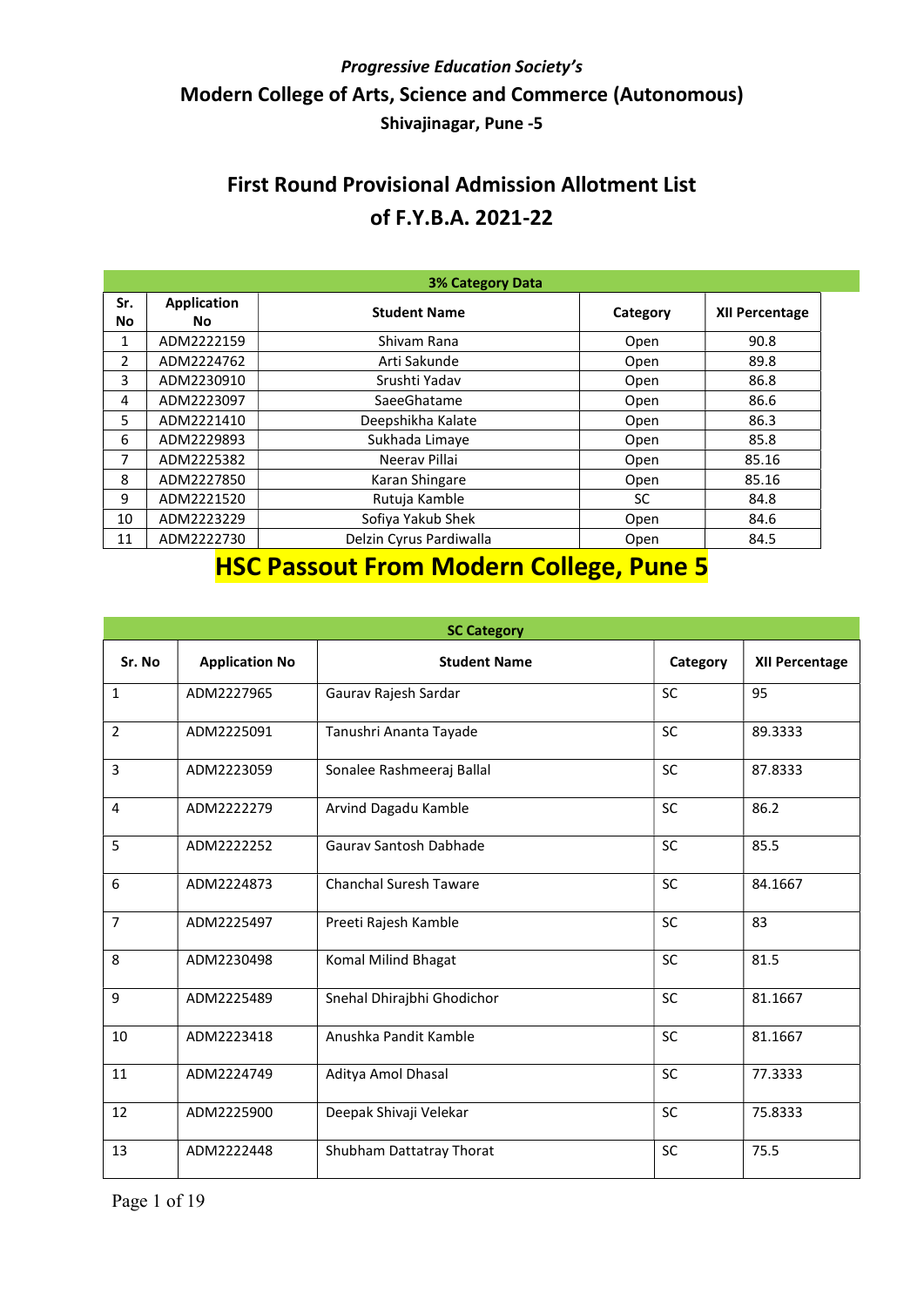*Progressive Education Society's*

## Modern College of Arts, Science and Commerce (Autonomous)

**Shivajinagar, Pune -5**

# First Round Provisional Admission Allotment List of F.Y.B.A. 2021-22

**3% Category Data**

| Sr. No | Application No | Student Name | Category | XII Percentage |
|---|---|---|---|---|
| 1 | ADM2222159 | Shivam Rana | Open | 90.8 |
| 2 | ADM2224762 | Arti Sakunde | Open | 89.8 |
| 3 | ADM2230910 | Srushti Yadav | Open | 86.8 |
| 4 | ADM2223097 | SaeeGhatame | Open | 86.6 |
| 5 | ADM2221410 | Deepshikha Kalate | Open | 86.3 |
| 6 | ADM2229893 | Sukhada Limaye | Open | 85.8 |
| 7 | ADM2225382 | Neerav Pillai | Open | 85.16 |
| 8 | ADM2227850 | Karan Shingare | Open | 85.16 |
| 9 | ADM2221520 | Rutuja Kamble | SC | 84.8 |
| 10 | ADM2223229 | Sofiya Yakub Shek | Open | 84.6 |
| 11 | ADM2222730 | Delzin Cyrus Pardiwalla | Open | 84.5 |

## HSC Passout From Modern College, Pune 5

**SC Category**

| Sr. No | Application No | Student Name | Category | XII Percentage |
|---|---|---|---|---|
| 1 | ADM2227965 | Gaurav Rajesh Sardar | SC | 95 |
| 2 | ADM2225091 | Tanushri Ananta Tayade | SC | 89.3333 |
| 3 | ADM2223059 | Sonalee Rashmeeraj Ballal | SC | 87.8333 |
| 4 | ADM2222279 | Arvind Dagadu Kamble | SC | 86.2 |
| 5 | ADM2222252 | Gaurav Santosh Dabhade | SC | 85.5 |
| 6 | ADM2224873 | Chanchal Suresh Taware | SC | 84.1667 |
| 7 | ADM2225497 | Preeti Rajesh Kamble | SC | 83 |
| 8 | ADM2230498 | Komal Milind Bhagat | SC | 81.5 |
| 9 | ADM2225489 | Snehal Dhirajbhi Ghodichor | SC | 81.1667 |
| 10 | ADM2223418 | Anushka Pandit Kamble | SC | 81.1667 |
| 11 | ADM2224749 | Aditya Amol Dhasal | SC | 77.3333 |
| 12 | ADM2225900 | Deepak Shivaji Velekar | SC | 75.8333 |
| 13 | ADM2222448 | Shubham Dattatray Thorat | SC | 75.5 |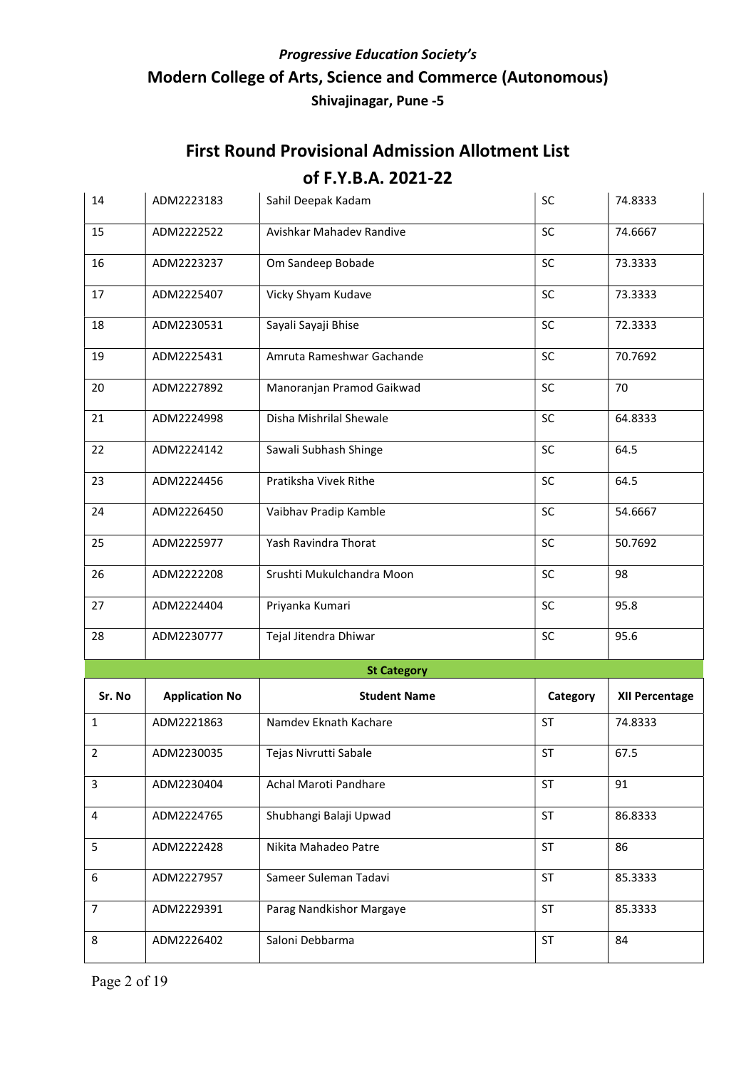*Progressive Education Society's*

**Modern College of Arts, Science and Commerce (Autonomous)**

**Shivajinagar, Pune -5**

## First Round Provisional Admission Allotment List of F.Y.B.A. 2021-22

| | | | | |
|---|---|---|---|---|
| 14 | ADM2223183 | Sahil Deepak Kadam | SC | 74.8333 |
| 15 | ADM2222522 | Avishkar Mahadev Randive | SC | 74.6667 |
| 16 | ADM2223237 | Om Sandeep Bobade | SC | 73.3333 |
| 17 | ADM2225407 | Vicky Shyam Kudave | SC | 73.3333 |
| 18 | ADM2230531 | Sayali Sayaji Bhise | SC | 72.3333 |
| 19 | ADM2225431 | Amruta Rameshwar Gachande | SC | 70.7692 |
| 20 | ADM2227892 | Manoranjan Pramod Gaikwad | SC | 70 |
| 21 | ADM2224998 | Disha Mishrilal Shewale | SC | 64.8333 |
| 22 | ADM2224142 | Sawali Subhash Shinge | SC | 64.5 |
| 23 | ADM2224456 | Pratiksha Vivek Rithe | SC | 64.5 |
| 24 | ADM2226450 | Vaibhav Pradip Kamble | SC | 54.6667 |
| 25 | ADM2225977 | Yash Ravindra Thorat | SC | 50.7692 |
| 26 | ADM2222208 | Srushti Mukulchandra Moon | SC | 98 |
| 27 | ADM2224404 | Priyanka Kumari | SC | 95.8 |
| 28 | ADM2230777 | Tejal Jitendra Dhiwar | SC | 95.6 |

**St Category**

| Sr. No | Application No | Student Name | Category | XII Percentage |
|---|---|---|---|---|
| 1 | ADM2221863 | Namdev Eknath Kachare | ST | 74.8333 |
| 2 | ADM2230035 | Tejas Nivrutti Sabale | ST | 67.5 |
| 3 | ADM2230404 | Achal Maroti Pandhare | ST | 91 |
| 4 | ADM2224765 | Shubhangi Balaji Upwad | ST | 86.8333 |
| 5 | ADM2222428 | Nikita Mahadeo Patre | ST | 86 |
| 6 | ADM2227957 | Sameer Suleman Tadavi | ST | 85.3333 |
| 7 | ADM2229391 | Parag Nandkishor Margaye | ST | 85.3333 |
| 8 | ADM2226402 | Saloni Debbarma | ST | 84 |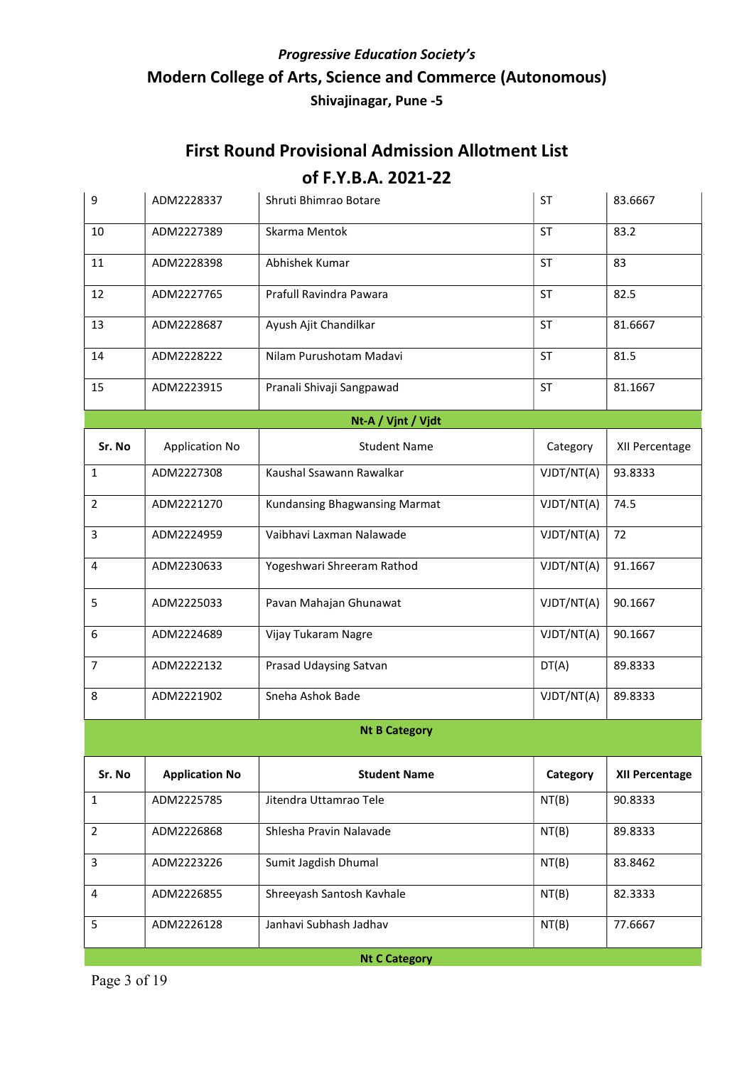*Progressive Education Society's*

## Modern College of Arts, Science and Commerce (Autonomous)

**Shivajinagar, Pune -5**

# First Round Provisional Admission Allotment List of F.Y.B.A. 2021-22

| | | | | |
|---|---|---|---|---|
| 9 | ADM2228337 | Shruti Bhimrao Botare | ST | 83.6667 |
| 10 | ADM2227389 | Skarma Mentok | ST | 83.2 |
| 11 | ADM2228398 | Abhishek Kumar | ST | 83 |
| 12 | ADM2227765 | Prafull Ravindra Pawara | ST | 82.5 |
| 13 | ADM2228687 | Ayush Ajit Chandilkar | ST | 81.6667 |
| 14 | ADM2228222 | Nilam Purushotam Madavi | ST | 81.5 |
| 15 | ADM2223915 | Pranali Shivaji Sangpawad | ST | 81.1667 |

**Nt-A / Vjnt / Vjdt**

| Sr. No | Application No | Student Name | Category | XII Percentage |
|---|---|---|---|---|
| 1 | ADM2227308 | Kaushal Ssawann Rawalkar | VJDT/NT(A) | 93.8333 |
| 2 | ADM2221270 | Kundansing Bhagwansing Marmat | VJDT/NT(A) | 74.5 |
| 3 | ADM2224959 | Vaibhavi Laxman Nalawade | VJDT/NT(A) | 72 |
| 4 | ADM2230633 | Yogeshwari Shreeram Rathod | VJDT/NT(A) | 91.1667 |
| 5 | ADM2225033 | Pavan Mahajan Ghunawat | VJDT/NT(A) | 90.1667 |
| 6 | ADM2224689 | Vijay Tukaram Nagre | VJDT/NT(A) | 90.1667 |
| 7 | ADM2222132 | Prasad Udaysing Satvan | DT(A) | 89.8333 |
| 8 | ADM2221902 | Sneha Ashok Bade | VJDT/NT(A) | 89.8333 |

**Nt B Category**

| **Sr. No** | **Application No** | **Student Name** | **Category** | **XII Percentage** |
|---|---|---|---|---|
| 1 | ADM2225785 | Jitendra Uttamrao Tele | NT(B) | 90.8333 |
| 2 | ADM2226868 | Shlesha Pravin Nalavade | NT(B) | 89.8333 |
| 3 | ADM2223226 | Sumit Jagdish Dhumal | NT(B) | 83.8462 |
| 4 | ADM2226855 | Shreeyash Santosh Kavhale | NT(B) | 82.3333 |
| 5 | ADM2226128 | Janhavi Subhash Jadhav | NT(B) | 77.6667 |

**Nt C Category**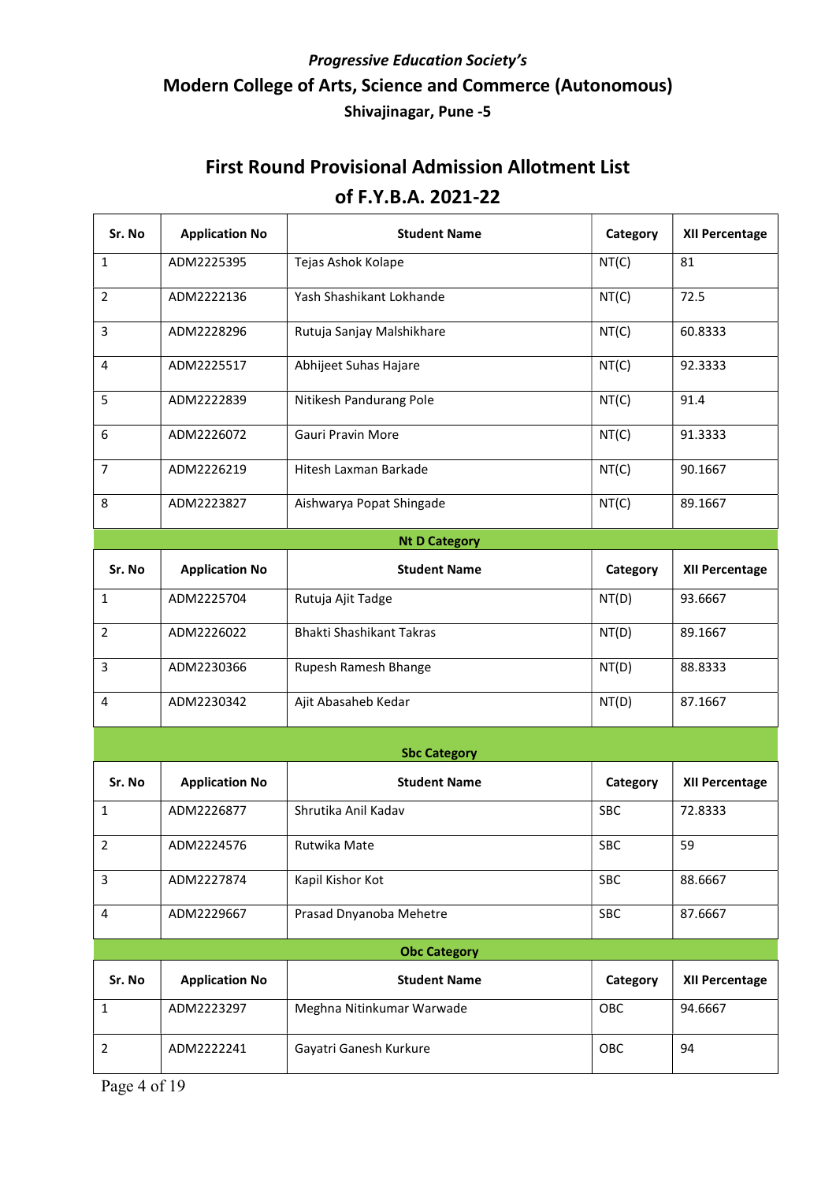*Progressive Education Society's*

## Modern College of Arts, Science and Commerce (Autonomous)

**Shivajinagar, Pune -5**

# First Round Provisional Admission Allotment List of F.Y.B.A. 2021-22

| Sr. No | Application No | Student Name | Category | XII Percentage |
|---|---|---|---|---|
| 1 | ADM2225395 | Tejas Ashok Kolape | NT(C) | 81 |
| 2 | ADM2222136 | Yash Shashikant Lokhande | NT(C) | 72.5 |
| 3 | ADM2228296 | Rutuja Sanjay Malshikhare | NT(C) | 60.8333 |
| 4 | ADM2225517 | Abhijeet Suhas Hajare | NT(C) | 92.3333 |
| 5 | ADM2222839 | Nitikesh Pandurang Pole | NT(C) | 91.4 |
| 6 | ADM2226072 | Gauri Pravin More | NT(C) | 91.3333 |
| 7 | ADM2226219 | Hitesh Laxman Barkade | NT(C) | 90.1667 |
| 8 | ADM2223827 | Aishwarya Popat Shingade | NT(C) | 89.1667 |

**Nt D Category**

| Sr. No | Application No | Student Name | Category | XII Percentage |
|---|---|---|---|---|
| 1 | ADM2225704 | Rutuja Ajit Tadge | NT(D) | 93.6667 |
| 2 | ADM2226022 | Bhakti Shashikant Takras | NT(D) | 89.1667 |
| 3 | ADM2230366 | Rupesh Ramesh Bhange | NT(D) | 88.8333 |
| 4 | ADM2230342 | Ajit Abasaheb Kedar | NT(D) | 87.1667 |

**Sbc Category**

| Sr. No | Application No | Student Name | Category | XII Percentage |
|---|---|---|---|---|
| 1 | ADM2226877 | Shrutika Anil Kadav | SBC | 72.8333 |
| 2 | ADM2224576 | Rutwika Mate | SBC | 59 |
| 3 | ADM2227874 | Kapil Kishor Kot | SBC | 88.6667 |
| 4 | ADM2229667 | Prasad Dnyanoba Mehetre | SBC | 87.6667 |

**Obc Category**

| Sr. No | Application No | Student Name | Category | XII Percentage |
|---|---|---|---|---|
| 1 | ADM2223297 | Meghna Nitinkumar Warwade | OBC | 94.6667 |
| 2 | ADM2222241 | Gayatri Ganesh Kurkure | OBC | 94 |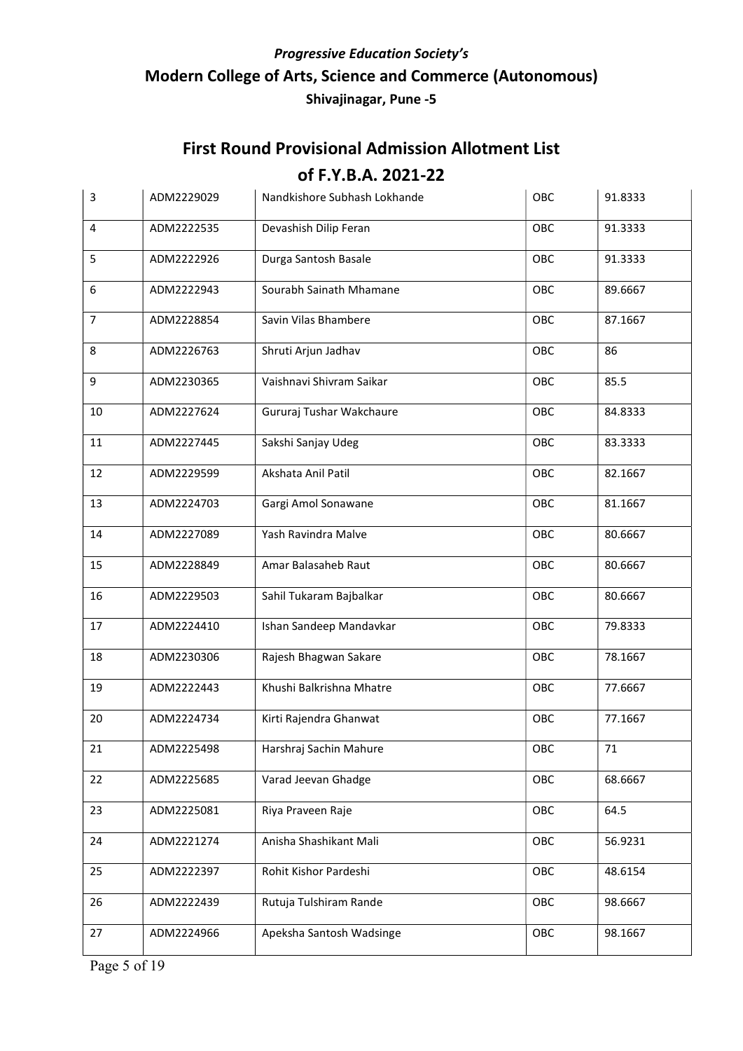*Progressive Education Society's*

**Modern College of Arts, Science and Commerce (Autonomous)**

**Shivajinagar, Pune -5**

## First Round Provisional Admission Allotment List of F.Y.B.A. 2021-22

| | | | | |
|---|---|---|---|---|
| 3 | ADM2229029 | Nandkishore Subhash Lokhande | OBC | 91.8333 |
| 4 | ADM2222535 | Devashish Dilip Feran | OBC | 91.3333 |
| 5 | ADM2222926 | Durga Santosh Basale | OBC | 91.3333 |
| 6 | ADM2222943 | Sourabh Sainath Mhamane | OBC | 89.6667 |
| 7 | ADM2228854 | Savin Vilas Bhambere | OBC | 87.1667 |
| 8 | ADM2226763 | Shruti Arjun Jadhav | OBC | 86 |
| 9 | ADM2230365 | Vaishnavi Shivram Saikar | OBC | 85.5 |
| 10 | ADM2227624 | Gururaj Tushar Wakchaure | OBC | 84.8333 |
| 11 | ADM2227445 | Sakshi Sanjay Udeg | OBC | 83.3333 |
| 12 | ADM2229599 | Akshata Anil Patil | OBC | 82.1667 |
| 13 | ADM2224703 | Gargi Amol Sonawane | OBC | 81.1667 |
| 14 | ADM2227089 | Yash Ravindra Malve | OBC | 80.6667 |
| 15 | ADM2228849 | Amar Balasaheb Raut | OBC | 80.6667 |
| 16 | ADM2229503 | Sahil Tukaram Bajbalkar | OBC | 80.6667 |
| 17 | ADM2224410 | Ishan Sandeep Mandavkar | OBC | 79.8333 |
| 18 | ADM2230306 | Rajesh Bhagwan Sakare | OBC | 78.1667 |
| 19 | ADM2222443 | Khushi Balkrishna Mhatre | OBC | 77.6667 |
| 20 | ADM2224734 | Kirti Rajendra Ghanwat | OBC | 77.1667 |
| 21 | ADM2225498 | Harshraj Sachin Mahure | OBC | 71 |
| 22 | ADM2225685 | Varad Jeevan Ghadge | OBC | 68.6667 |
| 23 | ADM2225081 | Riya Praveen Raje | OBC | 64.5 |
| 24 | ADM2221274 | Anisha Shashikant Mali | OBC | 56.9231 |
| 25 | ADM2222397 | Rohit Kishor Pardeshi | OBC | 48.6154 |
| 26 | ADM2222439 | Rutuja Tulshiram Rande | OBC | 98.6667 |
| 27 | ADM2224966 | Apeksha Santosh Wadsinge | OBC | 98.1667 |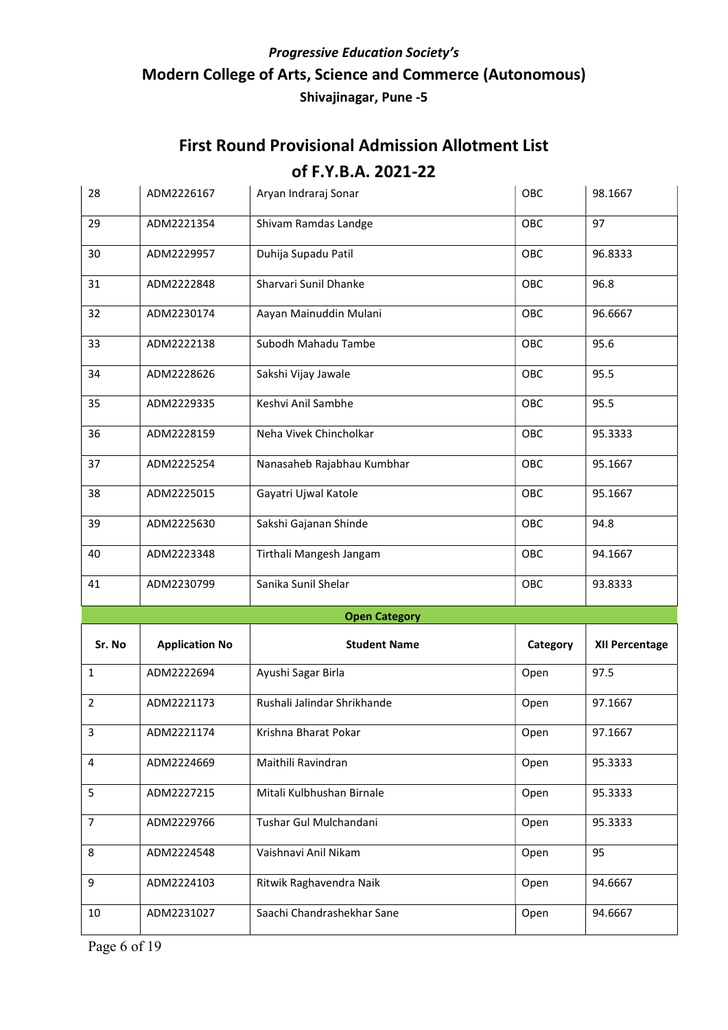*Progressive Education Society's*

**Modern College of Arts, Science and Commerce (Autonomous)**

**Shivajinagar, Pune -5**

## First Round Provisional Admission Allotment List of F.Y.B.A. 2021-22

| | | | | |
|---|---|---|---|---|
| 28 | ADM2226167 | Aryan Indraraj Sonar | OBC | 98.1667 |
| 29 | ADM2221354 | Shivam Ramdas Landge | OBC | 97 |
| 30 | ADM2229957 | Duhija Supadu Patil | OBC | 96.8333 |
| 31 | ADM2222848 | Sharvari Sunil Dhanke | OBC | 96.8 |
| 32 | ADM2230174 | Aayan Mainuddin Mulani | OBC | 96.6667 |
| 33 | ADM2222138 | Subodh Mahadu Tambe | OBC | 95.6 |
| 34 | ADM2228626 | Sakshi Vijay Jawale | OBC | 95.5 |
| 35 | ADM2229335 | Keshvi Anil Sambhe | OBC | 95.5 |
| 36 | ADM2228159 | Neha Vivek Chincholkar | OBC | 95.3333 |
| 37 | ADM2225254 | Nanasaheb Rajabhau Kumbhar | OBC | 95.1667 |
| 38 | ADM2225015 | Gayatri Ujwal Katole | OBC | 95.1667 |
| 39 | ADM2225630 | Sakshi Gajanan Shinde | OBC | 94.8 |
| 40 | ADM2223348 | Tirthali Mangesh Jangam | OBC | 94.1667 |
| 41 | ADM2230799 | Sanika Sunil Shelar | OBC | 93.8333 |

**Open Category**

| Sr. No | Application No | Student Name | Category | XII Percentage |
|---|---|---|---|---|
| 1 | ADM2222694 | Ayushi Sagar Birla | Open | 97.5 |
| 2 | ADM2221173 | Rushali Jalindar Shrikhande | Open | 97.1667 |
| 3 | ADM2221174 | Krishna Bharat Pokar | Open | 97.1667 |
| 4 | ADM2224669 | Maithili Ravindran | Open | 95.3333 |
| 5 | ADM2227215 | Mitali Kulbhushan Birnale | Open | 95.3333 |
| 7 | ADM2229766 | Tushar Gul Mulchandani | Open | 95.3333 |
| 8 | ADM2224548 | Vaishnavi Anil Nikam | Open | 95 |
| 9 | ADM2224103 | Ritwik Raghavendra Naik | Open | 94.6667 |
| 10 | ADM2231027 | Saachi Chandrashekhar Sane | Open | 94.6667 |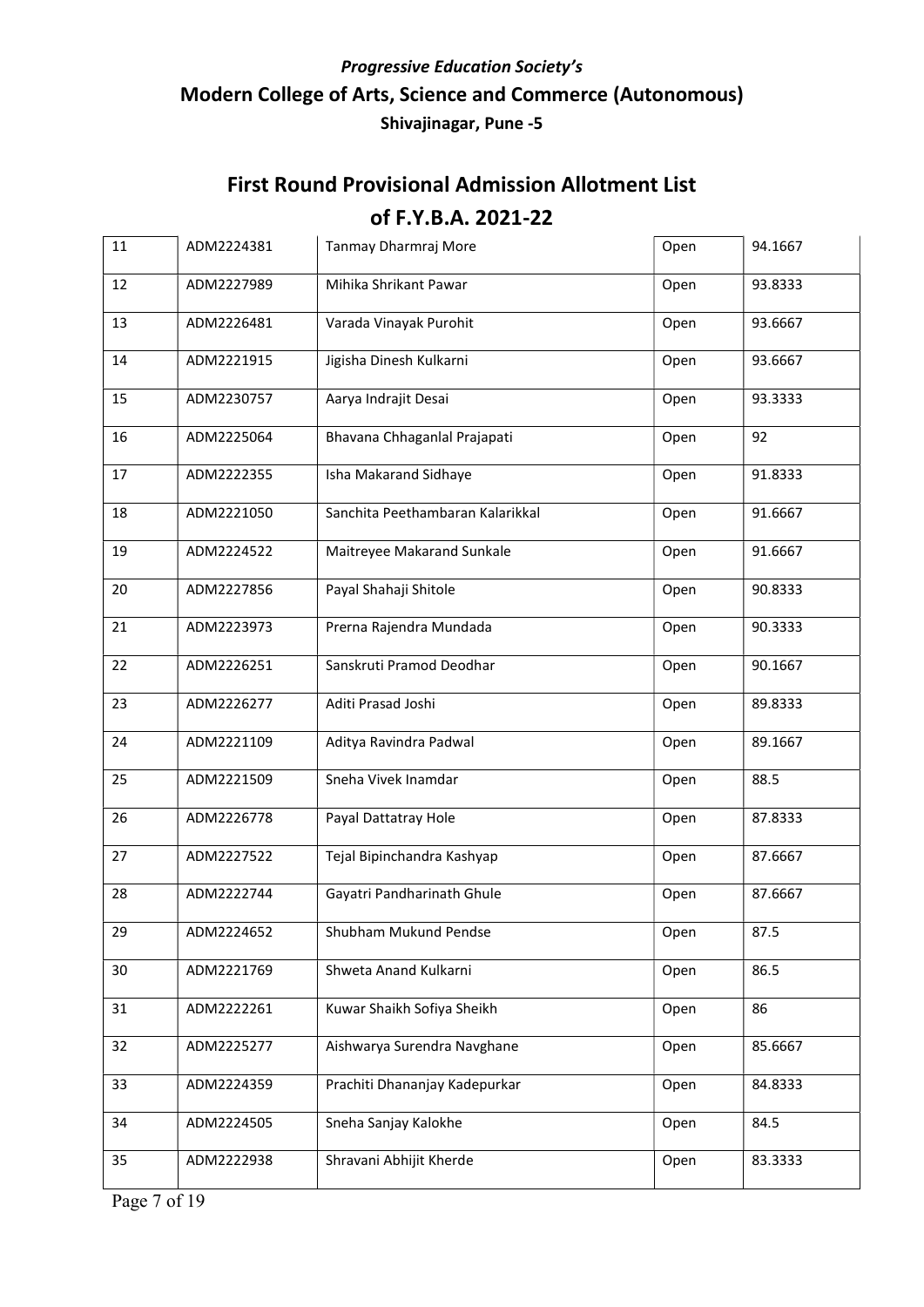*Progressive Education Society's*

## Modern College of Arts, Science and Commerce (Autonomous)

**Shivajinagar, Pune -5**

# First Round Provisional Admission Allotment List of F.Y.B.A. 2021-22

| | | | | |
|---|---|---|---|---|
| 11 | ADM2224381 | Tanmay Dharmraj More | Open | 94.1667 |
| 12 | ADM2227989 | Mihika Shrikant Pawar | Open | 93.8333 |
| 13 | ADM2226481 | Varada Vinayak Purohit | Open | 93.6667 |
| 14 | ADM2221915 | Jigisha Dinesh Kulkarni | Open | 93.6667 |
| 15 | ADM2230757 | Aarya Indrajit Desai | Open | 93.3333 |
| 16 | ADM2225064 | Bhavana Chhaganlal Prajapati | Open | 92 |
| 17 | ADM2222355 | Isha Makarand Sidhaye | Open | 91.8333 |
| 18 | ADM2221050 | Sanchita Peethambaran Kalarikkal | Open | 91.6667 |
| 19 | ADM2224522 | Maitreyee Makarand Sunkale | Open | 91.6667 |
| 20 | ADM2227856 | Payal Shahaji Shitole | Open | 90.8333 |
| 21 | ADM2223973 | Prerna Rajendra Mundada | Open | 90.3333 |
| 22 | ADM2226251 | Sanskruti Pramod Deodhar | Open | 90.1667 |
| 23 | ADM2226277 | Aditi Prasad Joshi | Open | 89.8333 |
| 24 | ADM2221109 | Aditya Ravindra Padwal | Open | 89.1667 |
| 25 | ADM2221509 | Sneha Vivek Inamdar | Open | 88.5 |
| 26 | ADM2226778 | Payal Dattatray Hole | Open | 87.8333 |
| 27 | ADM2227522 | Tejal Bipinchandra Kashyap | Open | 87.6667 |
| 28 | ADM2222744 | Gayatri Pandharinath Ghule | Open | 87.6667 |
| 29 | ADM2224652 | Shubham Mukund Pendse | Open | 87.5 |
| 30 | ADM2221769 | Shweta Anand Kulkarni | Open | 86.5 |
| 31 | ADM2222261 | Kuwar Shaikh Sofiya Sheikh | Open | 86 |
| 32 | ADM2225277 | Aishwarya Surendra Navghane | Open | 85.6667 |
| 33 | ADM2224359 | Prachiti Dhananjay Kadepurkar | Open | 84.8333 |
| 34 | ADM2224505 | Sneha Sanjay Kalokhe | Open | 84.5 |
| 35 | ADM2222938 | Shravani Abhijit Kherde | Open | 83.3333 |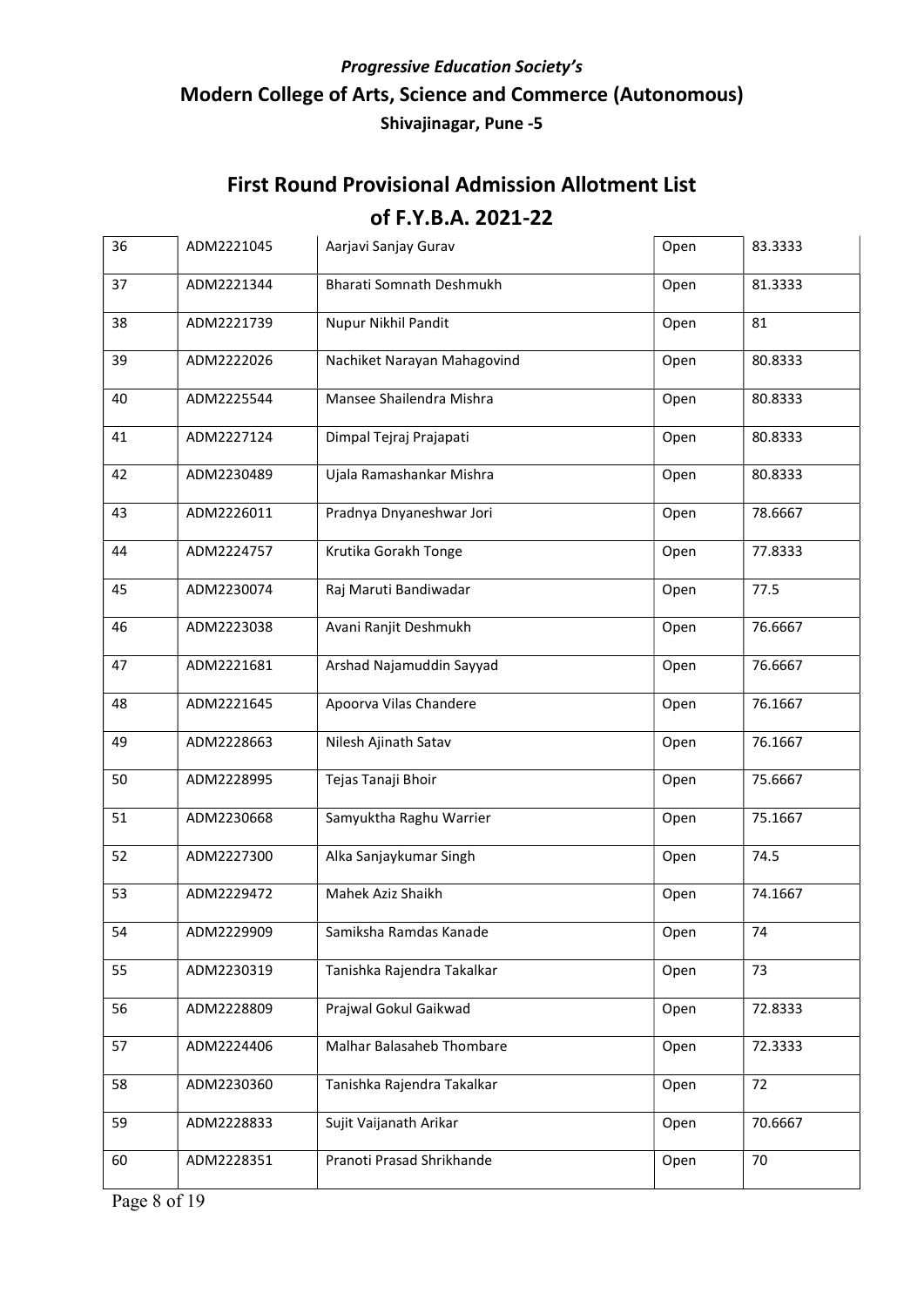*Progressive Education Society's*

**Modern College of Arts, Science and Commerce (Autonomous)**

**Shivajinagar, Pune -5**

## First Round Provisional Admission Allotment List of F.Y.B.A. 2021-22

| | | | | |
|---|---|---|---|---|
| 36 | ADM2221045 | Aarjavi Sanjay Gurav | Open | 83.3333 |
| 37 | ADM2221344 | Bharati Somnath Deshmukh | Open | 81.3333 |
| 38 | ADM2221739 | Nupur Nikhil Pandit | Open | 81 |
| 39 | ADM2222026 | Nachiket Narayan Mahagovind | Open | 80.8333 |
| 40 | ADM2225544 | Mansee Shailendra Mishra | Open | 80.8333 |
| 41 | ADM2227124 | Dimpal Tejraj Prajapati | Open | 80.8333 |
| 42 | ADM2230489 | Ujala Ramashankar Mishra | Open | 80.8333 |
| 43 | ADM2226011 | Pradnya Dnyaneshwar Jori | Open | 78.6667 |
| 44 | ADM2224757 | Krutika Gorakh Tonge | Open | 77.8333 |
| 45 | ADM2230074 | Raj Maruti Bandiwadar | Open | 77.5 |
| 46 | ADM2223038 | Avani Ranjit Deshmukh | Open | 76.6667 |
| 47 | ADM2221681 | Arshad Najamuddin Sayyad | Open | 76.6667 |
| 48 | ADM2221645 | Apoorva Vilas Chandere | Open | 76.1667 |
| 49 | ADM2228663 | Nilesh Ajinath Satav | Open | 76.1667 |
| 50 | ADM2228995 | Tejas Tanaji Bhoir | Open | 75.6667 |
| 51 | ADM2230668 | Samyuktha Raghu Warrier | Open | 75.1667 |
| 52 | ADM2227300 | Alka Sanjaykumar Singh | Open | 74.5 |
| 53 | ADM2229472 | Mahek Aziz Shaikh | Open | 74.1667 |
| 54 | ADM2229909 | Samiksha Ramdas Kanade | Open | 74 |
| 55 | ADM2230319 | Tanishka Rajendra Takalkar | Open | 73 |
| 56 | ADM2228809 | Prajwal Gokul Gaikwad | Open | 72.8333 |
| 57 | ADM2224406 | Malhar Balasaheb Thombare | Open | 72.3333 |
| 58 | ADM2230360 | Tanishka Rajendra Takalkar | Open | 72 |
| 59 | ADM2228833 | Sujit Vaijanath Arikar | Open | 70.6667 |
| 60 | ADM2228351 | Pranoti Prasad Shrikhande | Open | 70 |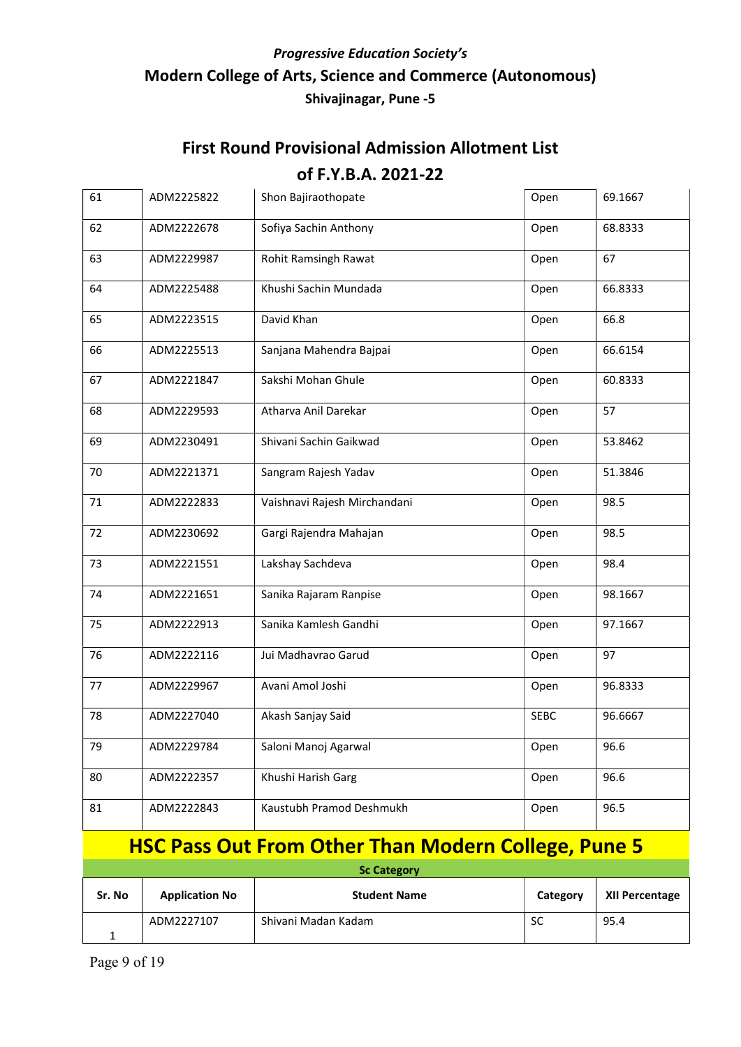*Progressive Education Society's*

**Modern College of Arts, Science and Commerce (Autonomous)**

**Shivajinagar, Pune -5**

## First Round Provisional Admission Allotment List of F.Y.B.A. 2021-22

| | | | | |
|---|---|---|---|---|
| 61 | ADM2225822 | Shon Bajiraothopate | Open | 69.1667 |
| 62 | ADM2222678 | Sofiya Sachin Anthony | Open | 68.8333 |
| 63 | ADM2229987 | Rohit Ramsingh Rawat | Open | 67 |
| 64 | ADM2225488 | Khushi Sachin Mundada | Open | 66.8333 |
| 65 | ADM2223515 | David Khan | Open | 66.8 |
| 66 | ADM2225513 | Sanjana Mahendra Bajpai | Open | 66.6154 |
| 67 | ADM2221847 | Sakshi Mohan Ghule | Open | 60.8333 |
| 68 | ADM2229593 | Atharva Anil Darekar | Open | 57 |
| 69 | ADM2230491 | Shivani Sachin Gaikwad | Open | 53.8462 |
| 70 | ADM2221371 | Sangram Rajesh Yadav | Open | 51.3846 |
| 71 | ADM2222833 | Vaishnavi Rajesh Mirchandani | Open | 98.5 |
| 72 | ADM2230692 | Gargi Rajendra Mahajan | Open | 98.5 |
| 73 | ADM2221551 | Lakshay Sachdeva | Open | 98.4 |
| 74 | ADM2221651 | Sanika Rajaram Ranpise | Open | 98.1667 |
| 75 | ADM2222913 | Sanika Kamlesh Gandhi | Open | 97.1667 |
| 76 | ADM2222116 | Jui Madhavrao Garud | Open | 97 |
| 77 | ADM2229967 | Avani Amol Joshi | Open | 96.8333 |
| 78 | ADM2227040 | Akash Sanjay Said | SEBC | 96.6667 |
| 79 | ADM2229784 | Saloni Manoj Agarwal | Open | 96.6 |
| 80 | ADM2222357 | Khushi Harish Garg | Open | 96.6 |
| 81 | ADM2222843 | Kaustubh Pramod Deshmukh | Open | 96.5 |

## HSC Pass Out From Other Than Modern College, Pune 5

**Sc Category**

| Sr. No | Application No | Student Name | Category | XII Percentage |
|---|---|---|---|---|
| 1 | ADM2227107 | Shivani Madan Kadam | SC | 95.4 |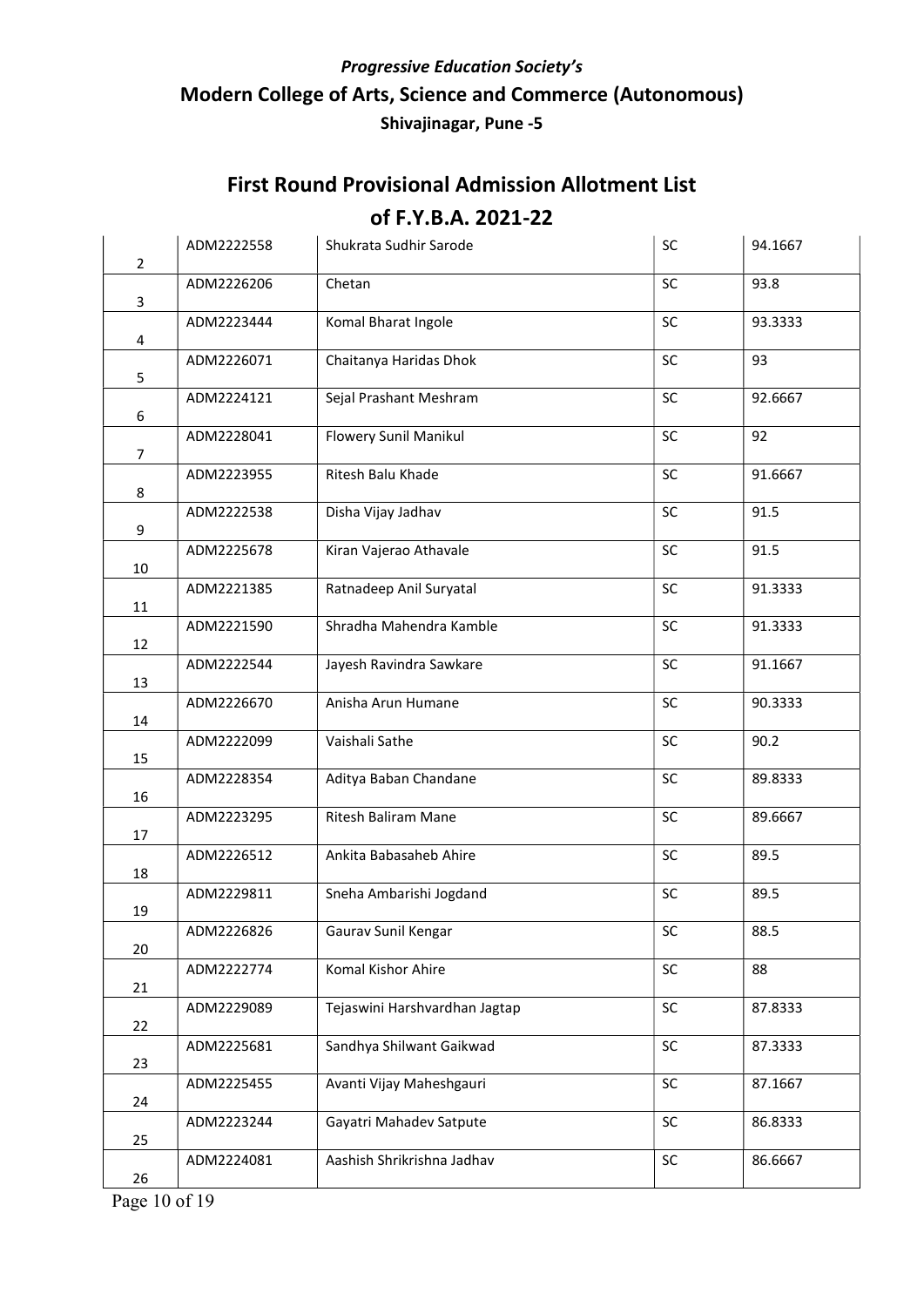*Progressive Education Society's*

**Modern College of Arts, Science and Commerce (Autonomous)**

**Shivajinagar, Pune -5**

## First Round Provisional Admission Allotment List of F.Y.B.A. 2021-22

| | | | | |
|---|---|---|---|---|
| 2 | ADM2222558 | Shukrata Sudhir Sarode | SC | 94.1667 |
| 3 | ADM2226206 | Chetan | SC | 93.8 |
| 4 | ADM2223444 | Komal Bharat Ingole | SC | 93.3333 |
| 5 | ADM2226071 | Chaitanya Haridas Dhok | SC | 93 |
| 6 | ADM2224121 | Sejal Prashant Meshram | SC | 92.6667 |
| 7 | ADM2228041 | Flowery Sunil Manikul | SC | 92 |
| 8 | ADM2223955 | Ritesh Balu Khade | SC | 91.6667 |
| 9 | ADM2222538 | Disha Vijay Jadhav | SC | 91.5 |
| 10 | ADM2225678 | Kiran Vajerao Athavale | SC | 91.5 |
| 11 | ADM2221385 | Ratnadeep Anil Suryatal | SC | 91.3333 |
| 12 | ADM2221590 | Shradha Mahendra Kamble | SC | 91.3333 |
| 13 | ADM2222544 | Jayesh Ravindra Sawkare | SC | 91.1667 |
| 14 | ADM2226670 | Anisha Arun Humane | SC | 90.3333 |
| 15 | ADM2222099 | Vaishali Sathe | SC | 90.2 |
| 16 | ADM2228354 | Aditya Baban Chandane | SC | 89.8333 |
| 17 | ADM2223295 | Ritesh Baliram Mane | SC | 89.6667 |
| 18 | ADM2226512 | Ankita Babasaheb Ahire | SC | 89.5 |
| 19 | ADM2229811 | Sneha Ambarishi Jogdand | SC | 89.5 |
| 20 | ADM2226826 | Gaurav Sunil Kengar | SC | 88.5 |
| 21 | ADM2222774 | Komal Kishor Ahire | SC | 88 |
| 22 | ADM2229089 | Tejaswini Harshvardhan Jagtap | SC | 87.8333 |
| 23 | ADM2225681 | Sandhya Shilwant Gaikwad | SC | 87.3333 |
| 24 | ADM2225455 | Avanti Vijay Maheshgauri | SC | 87.1667 |
| 25 | ADM2223244 | Gayatri Mahadev Satpute | SC | 86.8333 |
| 26 | ADM2224081 | Aashish Shrikrishna Jadhav | SC | 86.6667 |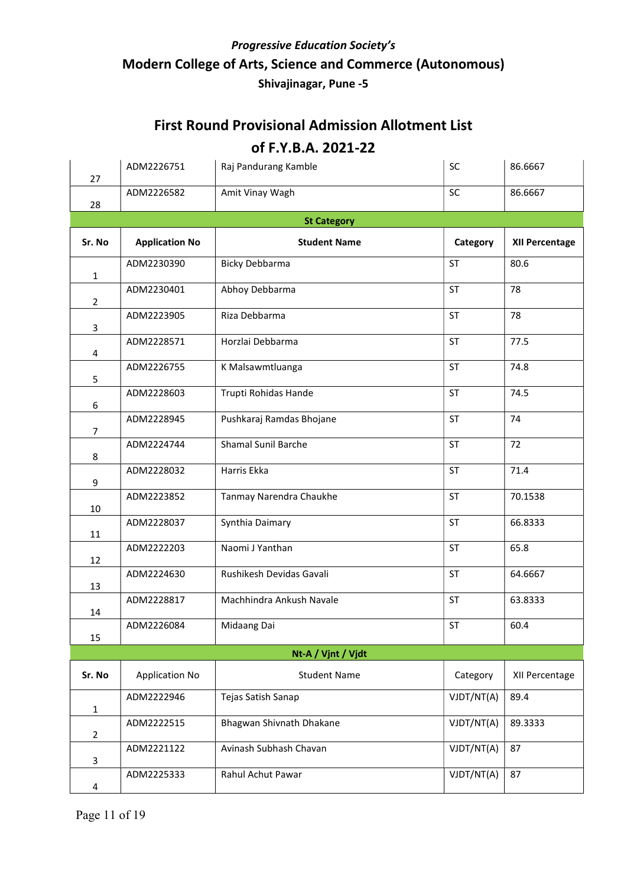*Progressive Education Society's*

**Modern College of Arts, Science and Commerce (Autonomous)**

**Shivajinagar, Pune -5**

## First Round Provisional Admission Allotment List

## of F.Y.B.A. 2021-22

| | | | | |
|---|---|---|---|---|
| 27 | ADM2226751 | Raj Pandurang Kamble | SC | 86.6667 |
| 28 | ADM2226582 | Amit Vinay Wagh | SC | 86.6667 |

**St Category**

| Sr. No | Application No | Student Name | Category | XII Percentage |
|---|---|---|---|---|
| 1 | ADM2230390 | Bicky Debbarma | ST | 80.6 |
| 2 | ADM2230401 | Abhoy Debbarma | ST | 78 |
| 3 | ADM2223905 | Riza Debbarma | ST | 78 |
| 4 | ADM2228571 | Horzlai Debbarma | ST | 77.5 |
| 5 | ADM2226755 | K Malsawmtluanga | ST | 74.8 |
| 6 | ADM2228603 | Trupti Rohidas Hande | ST | 74.5 |
| 7 | ADM2228945 | Pushkaraj Ramdas Bhojane | ST | 74 |
| 8 | ADM2224744 | Shamal Sunil Barche | ST | 72 |
| 9 | ADM2228032 | Harris Ekka | ST | 71.4 |
| 10 | ADM2223852 | Tanmay Narendra Chaukhe | ST | 70.1538 |
| 11 | ADM2228037 | Synthia Daimary | ST | 66.8333 |
| 12 | ADM2222203 | Naomi J Yanthan | ST | 65.8 |
| 13 | ADM2224630 | Rushikesh Devidas Gavali | ST | 64.6667 |
| 14 | ADM2228817 | Machhindra Ankush Navale | ST | 63.8333 |
| 15 | ADM2226084 | Midaang Dai | ST | 60.4 |

**Nt-A / Vjnt / Vjdt**

| Sr. No | Application No | Student Name | Category | XII Percentage |
|---|---|---|---|---|
| 1 | ADM2222946 | Tejas Satish Sanap | VJDT/NT(A) | 89.4 |
| 2 | ADM2222515 | Bhagwan Shivnath Dhakane | VJDT/NT(A) | 89.3333 |
| 3 | ADM2221122 | Avinash Subhash Chavan | VJDT/NT(A) | 87 |
| 4 | ADM2225333 | Rahul Achut Pawar | VJDT/NT(A) | 87 |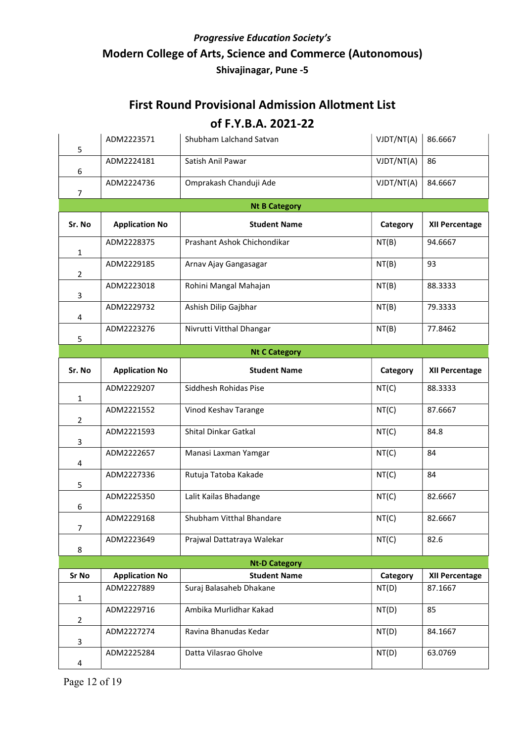*Progressive Education Society's*

**Modern College of Arts, Science and Commerce (Autonomous)**

**Shivajinagar, Pune -5**

## First Round Provisional Admission Allotment List

## of F.Y.B.A. 2021-22

| | | | | |
|---|---|---|---|---|
| 5 | ADM2223571 | Shubham Lalchand Satvan | VJDT/NT(A) | 86.6667 |
| 6 | ADM2224181 | Satish Anil Pawar | VJDT/NT(A) | 86 |
| 7 | ADM2224736 | Omprakash Chanduji Ade | VJDT/NT(A) | 84.6667 |

**Nt B Category**

| Sr. No | Application No | Student Name | Category | XII Percentage |
|---|---|---|---|---|
| 1 | ADM2228375 | Prashant Ashok Chichondikar | NT(B) | 94.6667 |
| 2 | ADM2229185 | Arnav Ajay Gangasagar | NT(B) | 93 |
| 3 | ADM2223018 | Rohini Mangal Mahajan | NT(B) | 88.3333 |
| 4 | ADM2229732 | Ashish Dilip Gajbhar | NT(B) | 79.3333 |
| 5 | ADM2223276 | Nivrutti Vitthal Dhangar | NT(B) | 77.8462 |

**Nt C Category**

| Sr. No | Application No | Student Name | Category | XII Percentage |
|---|---|---|---|---|
| 1 | ADM2229207 | Siddhesh Rohidas Pise | NT(C) | 88.3333 |
| 2 | ADM2221552 | Vinod Keshav Tarange | NT(C) | 87.6667 |
| 3 | ADM2221593 | Shital Dinkar Gatkal | NT(C) | 84.8 |
| 4 | ADM2222657 | Manasi Laxman Yamgar | NT(C) | 84 |
| 5 | ADM2227336 | Rutuja Tatoba Kakade | NT(C) | 84 |
| 6 | ADM2225350 | Lalit Kailas Bhadange | NT(C) | 82.6667 |
| 7 | ADM2229168 | Shubham Vitthal Bhandare | NT(C) | 82.6667 |
| 8 | ADM2223649 | Prajwal Dattatraya Walekar | NT(C) | 82.6 |

**Nt-D Category**

| Sr No | Application No | Student Name | Category | XII Percentage |
|---|---|---|---|---|
| 1 | ADM2227889 | Suraj Balasaheb Dhakane | NT(D) | 87.1667 |
| 2 | ADM2229716 | Ambika Murlidhar Kakad | NT(D) | 85 |
| 3 | ADM2227274 | Ravina Bhanudas Kedar | NT(D) | 84.1667 |
| 4 | ADM2225284 | Datta Vilasrao Gholve | NT(D) | 63.0769 |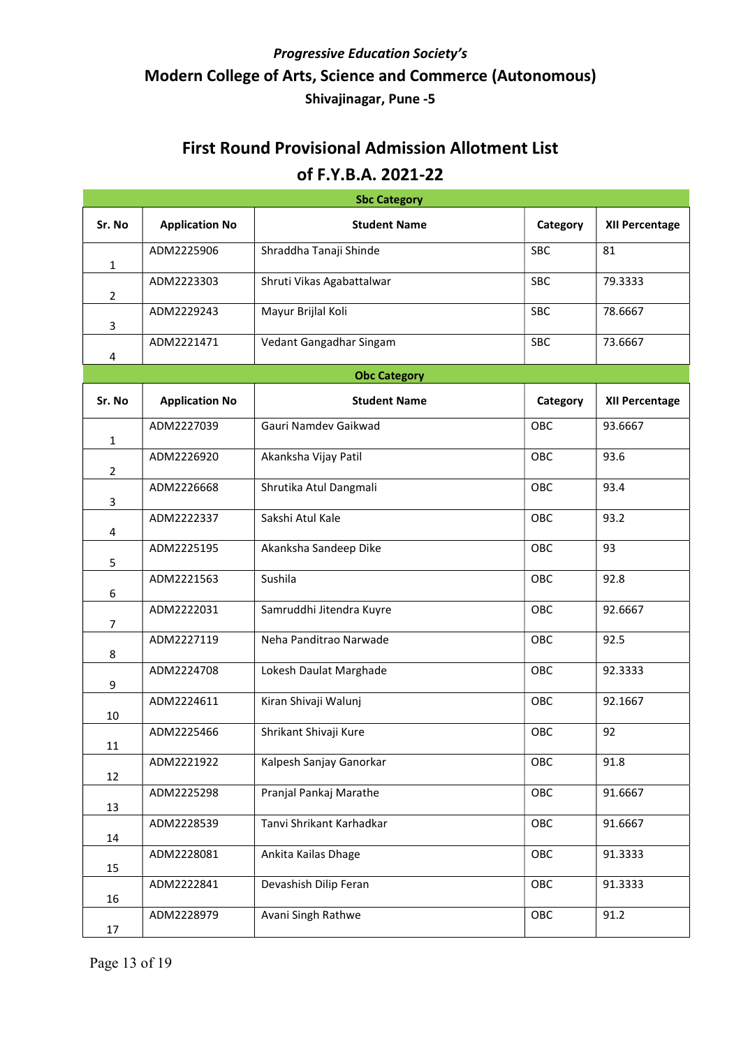*Progressive Education Society's*

**Modern College of Arts, Science and Commerce (Autonomous)**

**Shivajinagar, Pune -5**

## First Round Provisional Admission Allotment List of F.Y.B.A. 2021-22

| Sbc Category | | | | |
|---|---|---|---|---|
| **Sr. No** | **Application No** | **Student Name** | **Category** | **XII Percentage** |
| 1 | ADM2225906 | Shraddha Tanaji Shinde | SBC | 81 |
| 2 | ADM2223303 | Shruti Vikas Agabattalwar | SBC | 79.3333 |
| 3 | ADM2229243 | Mayur Brijlal Koli | SBC | 78.6667 |
| 4 | ADM2221471 | Vedant Gangadhar Singam | SBC | 73.6667 |

| Obc Category | | | | |
|---|---|---|---|---|
| **Sr. No** | **Application No** | **Student Name** | **Category** | **XII Percentage** |
| 1 | ADM2227039 | Gauri Namdev Gaikwad | OBC | 93.6667 |
| 2 | ADM2226920 | Akanksha Vijay Patil | OBC | 93.6 |
| 3 | ADM2226668 | Shrutika Atul Dangmali | OBC | 93.4 |
| 4 | ADM2222337 | Sakshi Atul Kale | OBC | 93.2 |
| 5 | ADM2225195 | Akanksha Sandeep Dike | OBC | 93 |
| 6 | ADM2221563 | Sushila | OBC | 92.8 |
| 7 | ADM2222031 | Samruddhi Jitendra Kuyre | OBC | 92.6667 |
| 8 | ADM2227119 | Neha Panditrao Narwade | OBC | 92.5 |
| 9 | ADM2224708 | Lokesh Daulat Marghade | OBC | 92.3333 |
| 10 | ADM2224611 | Kiran Shivaji Walunj | OBC | 92.1667 |
| 11 | ADM2225466 | Shrikant Shivaji Kure | OBC | 92 |
| 12 | ADM2221922 | Kalpesh Sanjay Ganorkar | OBC | 91.8 |
| 13 | ADM2225298 | Pranjal Pankaj Marathe | OBC | 91.6667 |
| 14 | ADM2228539 | Tanvi Shrikant Karhadkar | OBC | 91.6667 |
| 15 | ADM2228081 | Ankita Kailas Dhage | OBC | 91.3333 |
| 16 | ADM2222841 | Devashish Dilip Feran | OBC | 91.3333 |
| 17 | ADM2228979 | Avani Singh Rathwe | OBC | 91.2 |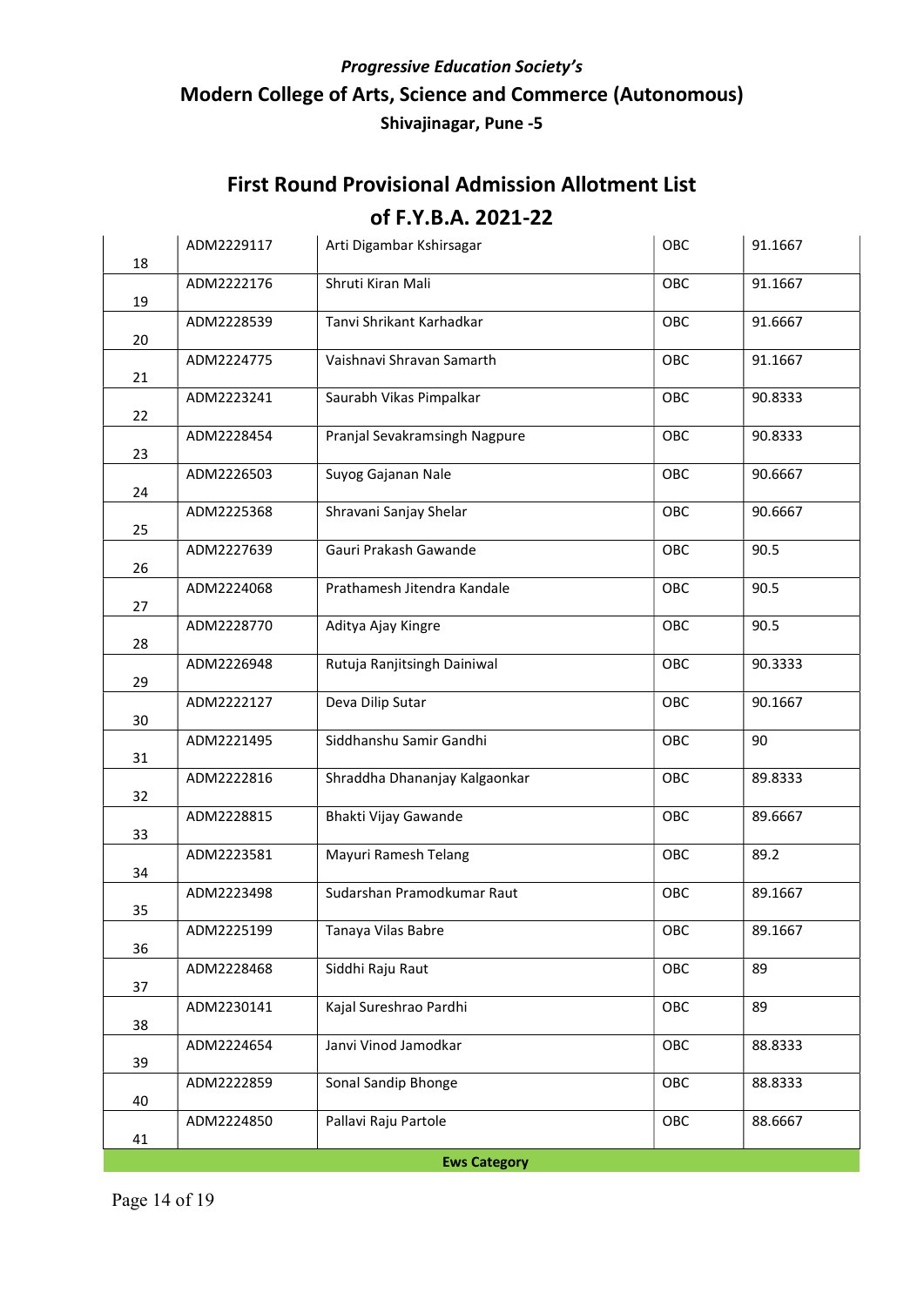*Progressive Education Society's*

**Modern College of Arts, Science and Commerce (Autonomous)**

**Shivajinagar, Pune -5**

## First Round Provisional Admission Allotment List of F.Y.B.A. 2021-22

| | | | | |
|---|---|---|---|---|
| 18 | ADM2229117 | Arti Digambar Kshirsagar | OBC | 91.1667 |
| 19 | ADM2222176 | Shruti Kiran Mali | OBC | 91.1667 |
| 20 | ADM2228539 | Tanvi Shrikant Karhadkar | OBC | 91.6667 |
| 21 | ADM2224775 | Vaishnavi Shravan Samarth | OBC | 91.1667 |
| 22 | ADM2223241 | Saurabh Vikas Pimpalkar | OBC | 90.8333 |
| 23 | ADM2228454 | Pranjal Sevakramsingh Nagpure | OBC | 90.8333 |
| 24 | ADM2226503 | Suyog Gajanan Nale | OBC | 90.6667 |
| 25 | ADM2225368 | Shravani Sanjay Shelar | OBC | 90.6667 |
| 26 | ADM2227639 | Gauri Prakash Gawande | OBC | 90.5 |
| 27 | ADM2224068 | Prathamesh Jitendra Kandale | OBC | 90.5 |
| 28 | ADM2228770 | Aditya Ajay Kingre | OBC | 90.5 |
| 29 | ADM2226948 | Rutuja Ranjitsingh Dainiwal | OBC | 90.3333 |
| 30 | ADM2222127 | Deva Dilip Sutar | OBC | 90.1667 |
| 31 | ADM2221495 | Siddhanshu Samir Gandhi | OBC | 90 |
| 32 | ADM2222816 | Shraddha Dhananjay Kalgaonkar | OBC | 89.8333 |
| 33 | ADM2228815 | Bhakti Vijay Gawande | OBC | 89.6667 |
| 34 | ADM2223581 | Mayuri Ramesh Telang | OBC | 89.2 |
| 35 | ADM2223498 | Sudarshan Pramodkumar Raut | OBC | 89.1667 |
| 36 | ADM2225199 | Tanaya Vilas Babre | OBC | 89.1667 |
| 37 | ADM2228468 | Siddhi Raju Raut | OBC | 89 |
| 38 | ADM2230141 | Kajal Sureshrao Pardhi | OBC | 89 |
| 39 | ADM2224654 | Janvi Vinod Jamodkar | OBC | 88.8333 |
| 40 | ADM2222859 | Sonal Sandip Bhonge | OBC | 88.8333 |
| 41 | ADM2224850 | Pallavi Raju Partole | OBC | 88.6667 |

**Ews Category**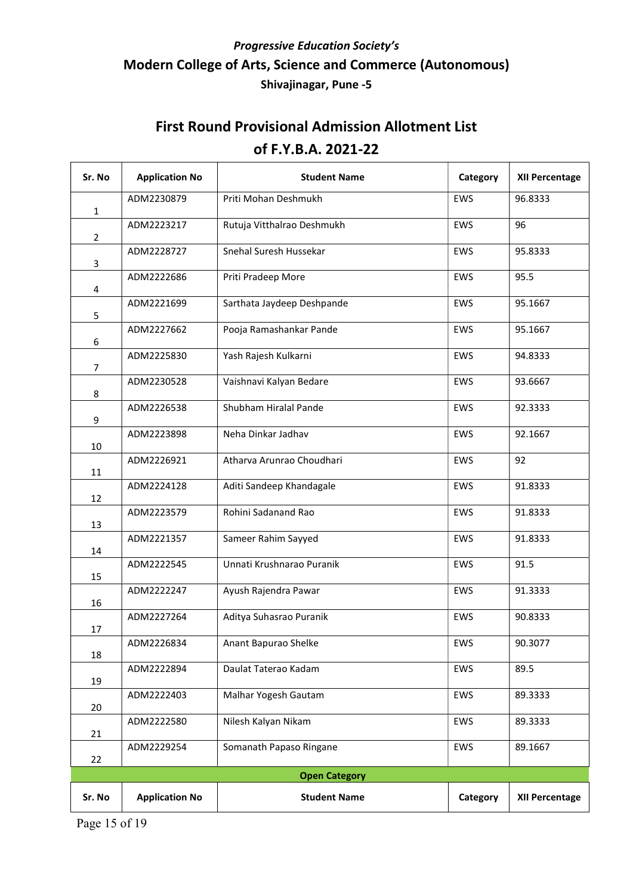*Progressive Education Society's*

**Modern College of Arts, Science and Commerce (Autonomous)**

**Shivajinagar, Pune -5**

## First Round Provisional Admission Allotment List of F.Y.B.A. 2021-22

| Sr. No | Application No | Student Name | Category | XII Percentage |
|---|---|---|---|---|
| 1 | ADM2230879 | Priti Mohan Deshmukh | EWS | 96.8333 |
| 2 | ADM2223217 | Rutuja Vitthalrao Deshmukh | EWS | 96 |
| 3 | ADM2228727 | Snehal Suresh Hussekar | EWS | 95.8333 |
| 4 | ADM2222686 | Priti Pradeep More | EWS | 95.5 |
| 5 | ADM2221699 | Sarthata Jaydeep Deshpande | EWS | 95.1667 |
| 6 | ADM2227662 | Pooja Ramashankar Pande | EWS | 95.1667 |
| 7 | ADM2225830 | Yash Rajesh Kulkarni | EWS | 94.8333 |
| 8 | ADM2230528 | Vaishnavi Kalyan Bedare | EWS | 93.6667 |
| 9 | ADM2226538 | Shubham Hiralal Pande | EWS | 92.3333 |
| 10 | ADM2223898 | Neha Dinkar Jadhav | EWS | 92.1667 |
| 11 | ADM2226921 | Atharva Arunrao Choudhari | EWS | 92 |
| 12 | ADM2224128 | Aditi Sandeep Khandagale | EWS | 91.8333 |
| 13 | ADM2223579 | Rohini Sadanand Rao | EWS | 91.8333 |
| 14 | ADM2221357 | Sameer Rahim Sayyed | EWS | 91.8333 |
| 15 | ADM2222545 | Unnati Krushnarao Puranik | EWS | 91.5 |
| 16 | ADM2222247 | Ayush Rajendra Pawar | EWS | 91.3333 |
| 17 | ADM2227264 | Aditya Suhasrao Puranik | EWS | 90.8333 |
| 18 | ADM2226834 | Anant Bapurao Shelke | EWS | 90.3077 |
| 19 | ADM2222894 | Daulat Taterao Kadam | EWS | 89.5 |
| 20 | ADM2222403 | Malhar Yogesh Gautam | EWS | 89.3333 |
| 21 | ADM2222580 | Nilesh Kalyan Nikam | EWS | 89.3333 |
| 22 | ADM2229254 | Somanath Papaso Ringane | EWS | 89.1667 |

**Open Category**

| Sr. No | Application No | Student Name | Category | XII Percentage |
|---|---|---|---|---|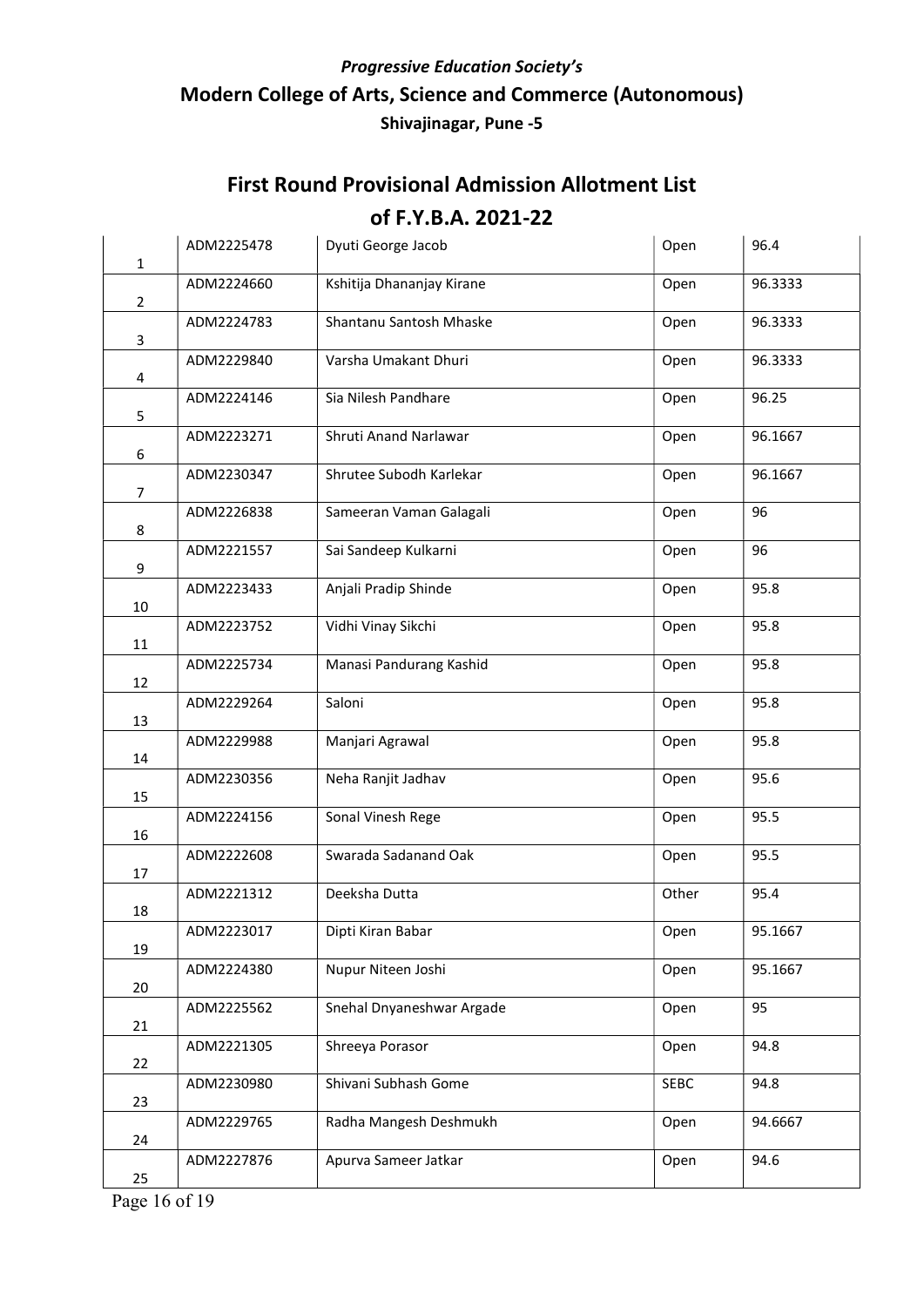*Progressive Education Society's*

**Modern College of Arts, Science and Commerce (Autonomous)**

**Shivajinagar, Pune -5**

# First Round Provisional Admission Allotment List of F.Y.B.A. 2021-22

| | | | | |
|---|---|---|---|---|
| 1 | ADM2225478 | Dyuti George Jacob | Open | 96.4 |
| 2 | ADM2224660 | Kshitija Dhananjay Kirane | Open | 96.3333 |
| 3 | ADM2224783 | Shantanu Santosh Mhaske | Open | 96.3333 |
| 4 | ADM2229840 | Varsha Umakant Dhuri | Open | 96.3333 |
| 5 | ADM2224146 | Sia Nilesh Pandhare | Open | 96.25 |
| 6 | ADM2223271 | Shruti Anand Narlawar | Open | 96.1667 |
| 7 | ADM2230347 | Shrutee Subodh Karlekar | Open | 96.1667 |
| 8 | ADM2226838 | Sameeran Vaman Galagali | Open | 96 |
| 9 | ADM2221557 | Sai Sandeep Kulkarni | Open | 96 |
| 10 | ADM2223433 | Anjali Pradip Shinde | Open | 95.8 |
| 11 | ADM2223752 | Vidhi Vinay Sikchi | Open | 95.8 |
| 12 | ADM2225734 | Manasi Pandurang Kashid | Open | 95.8 |
| 13 | ADM2229264 | Saloni | Open | 95.8 |
| 14 | ADM2229988 | Manjari Agrawal | Open | 95.8 |
| 15 | ADM2230356 | Neha Ranjit Jadhav | Open | 95.6 |
| 16 | ADM2224156 | Sonal Vinesh Rege | Open | 95.5 |
| 17 | ADM2222608 | Swarada Sadanand Oak | Open | 95.5 |
| 18 | ADM2221312 | Deeksha Dutta | Other | 95.4 |
| 19 | ADM2223017 | Dipti Kiran Babar | Open | 95.1667 |
| 20 | ADM2224380 | Nupur Niteen Joshi | Open | 95.1667 |
| 21 | ADM2225562 | Snehal Dnyaneshwar Argade | Open | 95 |
| 22 | ADM2221305 | Shreeya Porasor | Open | 94.8 |
| 23 | ADM2230980 | Shivani Subhash Gome | SEBC | 94.8 |
| 24 | ADM2229765 | Radha Mangesh Deshmukh | Open | 94.6667 |
| 25 | ADM2227876 | Apurva Sameer Jatkar | Open | 94.6 |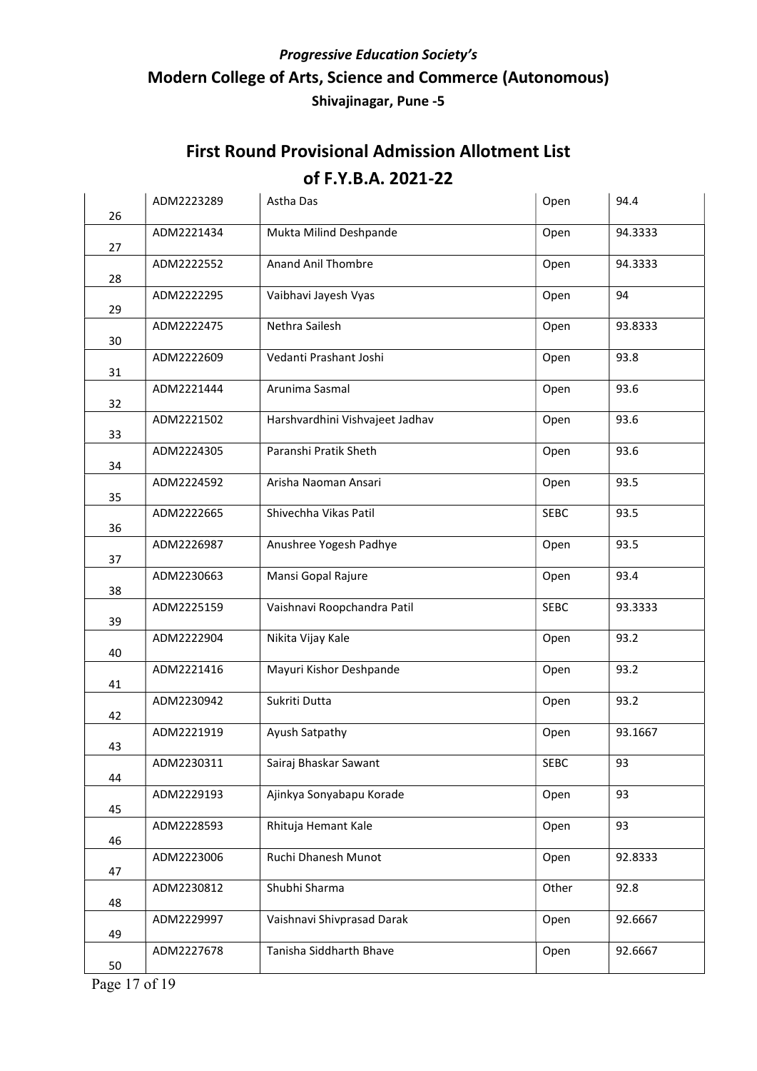*Progressive Education Society's*

**Modern College of Arts, Science and Commerce (Autonomous)**

**Shivajinagar, Pune -5**

# First Round Provisional Admission Allotment List of F.Y.B.A. 2021-22

| | | | | |
|---|---|---|---|---|
| 26 | ADM2223289 | Astha Das | Open | 94.4 |
| 27 | ADM2221434 | Mukta Milind Deshpande | Open | 94.3333 |
| 28 | ADM2222552 | Anand Anil Thombre | Open | 94.3333 |
| 29 | ADM2222295 | Vaibhavi Jayesh Vyas | Open | 94 |
| 30 | ADM2222475 | Nethra Sailesh | Open | 93.8333 |
| 31 | ADM2222609 | Vedanti Prashant Joshi | Open | 93.8 |
| 32 | ADM2221444 | Arunima Sasmal | Open | 93.6 |
| 33 | ADM2221502 | Harshvardhini Vishvajeet Jadhav | Open | 93.6 |
| 34 | ADM2224305 | Paranshi Pratik Sheth | Open | 93.6 |
| 35 | ADM2224592 | Arisha Naoman Ansari | Open | 93.5 |
| 36 | ADM2222665 | Shivechha Vikas Patil | SEBC | 93.5 |
| 37 | ADM2226987 | Anushree Yogesh Padhye | Open | 93.5 |
| 38 | ADM2230663 | Mansi Gopal Rajure | Open | 93.4 |
| 39 | ADM2225159 | Vaishnavi Roopchandra Patil | SEBC | 93.3333 |
| 40 | ADM2222904 | Nikita Vijay Kale | Open | 93.2 |
| 41 | ADM2221416 | Mayuri Kishor Deshpande | Open | 93.2 |
| 42 | ADM2230942 | Sukriti Dutta | Open | 93.2 |
| 43 | ADM2221919 | Ayush Satpathy | Open | 93.1667 |
| 44 | ADM2230311 | Sairaj Bhaskar Sawant | SEBC | 93 |
| 45 | ADM2229193 | Ajinkya Sonyabapu Korade | Open | 93 |
| 46 | ADM2228593 | Rhituja Hemant Kale | Open | 93 |
| 47 | ADM2223006 | Ruchi Dhanesh Munot | Open | 92.8333 |
| 48 | ADM2230812 | Shubhi Sharma | Other | 92.8 |
| 49 | ADM2229997 | Vaishnavi Shivprasad Darak | Open | 92.6667 |
| 50 | ADM2227678 | Tanisha Siddharth Bhave | Open | 92.6667 |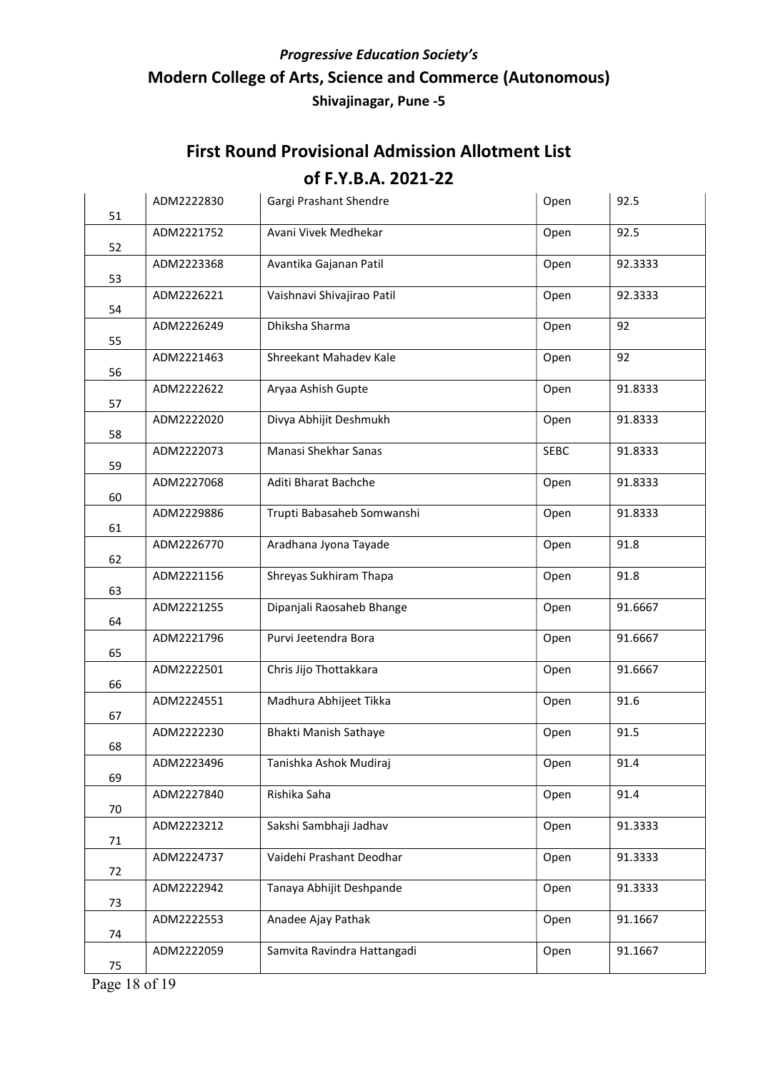*Progressive Education Society's*

## Modern College of Arts, Science and Commerce (Autonomous)

**Shivajinagar, Pune -5**

# First Round Provisional Admission Allotment List of F.Y.B.A. 2021-22

| | | | | |
|---|---|---|---|---|
| 51 | ADM2222830 | Gargi Prashant Shendre | Open | 92.5 |
| 52 | ADM2221752 | Avani Vivek Medhekar | Open | 92.5 |
| 53 | ADM2223368 | Avantika Gajanan Patil | Open | 92.3333 |
| 54 | ADM2226221 | Vaishnavi Shivajirao Patil | Open | 92.3333 |
| 55 | ADM2226249 | Dhiksha Sharma | Open | 92 |
| 56 | ADM2221463 | Shreekant Mahadev Kale | Open | 92 |
| 57 | ADM2222622 | Aryaa Ashish Gupte | Open | 91.8333 |
| 58 | ADM2222020 | Divya Abhijit Deshmukh | Open | 91.8333 |
| 59 | ADM2222073 | Manasi Shekhar Sanas | SEBC | 91.8333 |
| 60 | ADM2227068 | Aditi Bharat Bachche | Open | 91.8333 |
| 61 | ADM2229886 | Trupti Babasaheb Somwanshi | Open | 91.8333 |
| 62 | ADM2226770 | Aradhana Jyona Tayade | Open | 91.8 |
| 63 | ADM2221156 | Shreyas Sukhiram Thapa | Open | 91.8 |
| 64 | ADM2221255 | Dipanjali Raosaheb Bhange | Open | 91.6667 |
| 65 | ADM2221796 | Purvi Jeetendra Bora | Open | 91.6667 |
| 66 | ADM2222501 | Chris Jijo Thottakkara | Open | 91.6667 |
| 67 | ADM2224551 | Madhura Abhijeet Tikka | Open | 91.6 |
| 68 | ADM2222230 | Bhakti Manish Sathaye | Open | 91.5 |
| 69 | ADM2223496 | Tanishka Ashok Mudiraj | Open | 91.4 |
| 70 | ADM2227840 | Rishika Saha | Open | 91.4 |
| 71 | ADM2223212 | Sakshi Sambhaji Jadhav | Open | 91.3333 |
| 72 | ADM2224737 | Vaidehi Prashant Deodhar | Open | 91.3333 |
| 73 | ADM2222942 | Tanaya Abhijit Deshpande | Open | 91.3333 |
| 74 | ADM2222553 | Anadee Ajay Pathak | Open | 91.1667 |
| 75 | ADM2222059 | Samvita Ravindra Hattangadi | Open | 91.1667 |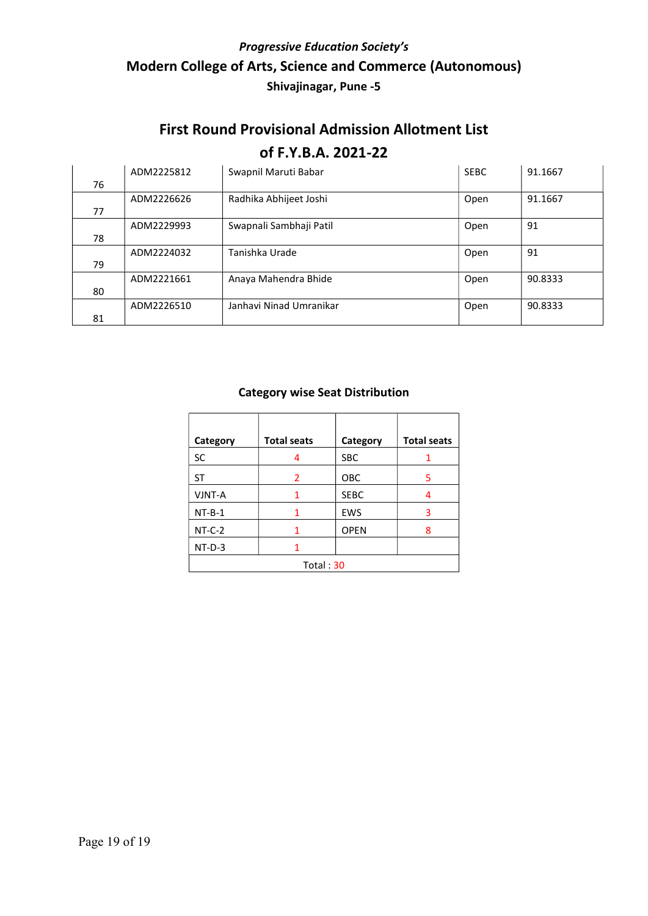*Progressive Education Society's*

## Modern College of Arts, Science and Commerce (Autonomous)

**Shivajinagar, Pune -5**

# First Round Provisional Admission Allotment List of F.Y.B.A. 2021-22

| | | | | |
|---|---|---|---|---|
| 76 | ADM2225812 | Swapnil Maruti Babar | SEBC | 91.1667 |
| 77 | ADM2226626 | Radhika Abhijeet Joshi | Open | 91.1667 |
| 78 | ADM2229993 | Swapnali Sambhaji Patil | Open | 91 |
| 79 | ADM2224032 | Tanishka Urade | Open | 91 |
| 80 | ADM2221661 | Anaya Mahendra Bhide | Open | 90.8333 |
| 81 | ADM2226510 | Janhavi Ninad Umranikar | Open | 90.8333 |

### Category wise Seat Distribution

| Category | Total seats | Category | Total seats |
|---|---|---|---|
| SC | 4 | SBC | 1 |
| ST | 2 | OBC | 5 |
| VJNT-A | 1 | SEBC | 4 |
| NT-B-1 | 1 | EWS | 3 |
| NT-C-2 | 1 | OPEN | 8 |
| NT-D-3 | 1 | | |
| Total : 30 | | | |